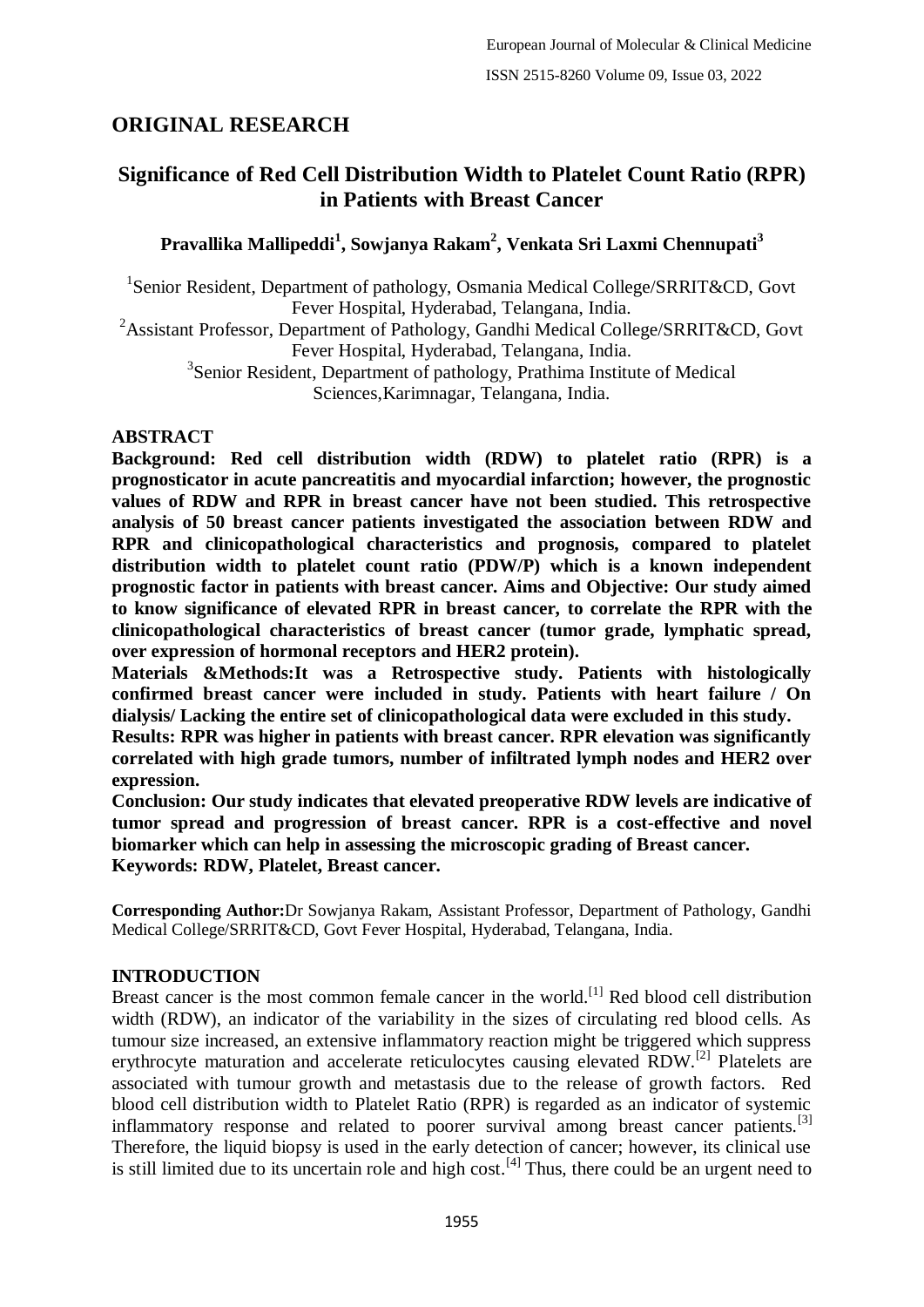## ORIGINAL RESEARCH

# Significance of Red Cell Distribution Width to Platelet Count Ratio (RPR) in Patients with Breast Cancer

**Pravallika Mallipeddi[1], Sowjanya Rakam[2], Venkata Sri Laxmi Chennupati[3]**

[1]Senior Resident, Department of pathology, Osmania Medical College/SRRIT&CD, Govt Fever Hospital, Hyderabad, Telangana, India.
[2]Assistant Professor, Department of Pathology, Gandhi Medical College/SRRIT&CD, Govt Fever Hospital, Hyderabad, Telangana, India.
[3]Senior Resident, Department of pathology, Prathima Institute of Medical Sciences,Karimnagar, Telangana, India.

### ABSTRACT

**Background: Red cell distribution width (RDW) to platelet ratio (RPR) is a prognosticator in acute pancreatitis and myocardial infarction; however, the prognostic values of RDW and RPR in breast cancer have not been studied. This retrospective analysis of 50 breast cancer patients investigated the association between RDW and RPR and clinicopathological characteristics and prognosis, compared to platelet distribution width to platelet count ratio (PDW/P) which is a known independent prognostic factor in patients with breast cancer. Aims and Objective: Our study aimed to know significance of elevated RPR in breast cancer, to correlate the RPR with the clinicopathological characteristics of breast cancer (tumor grade, lymphatic spread, over expression of hormonal receptors and HER2 protein).**

**Materials &Methods:It was a Retrospective study. Patients with histologically confirmed breast cancer were included in study. Patients with heart failure / On dialysis/ Lacking the entire set of clinicopathological data were excluded in this study.**

**Results: RPR was higher in patients with breast cancer. RPR elevation was significantly correlated with high grade tumors, number of infiltrated lymph nodes and HER2 over expression.**

**Conclusion: Our study indicates that elevated preoperative RDW levels are indicative of tumor spread and progression of breast cancer. RPR is a cost-effective and novel biomarker which can help in assessing the microscopic grading of Breast cancer.**

**Keywords: RDW, Platelet, Breast cancer.**

**Corresponding Author:**Dr Sowjanya Rakam, Assistant Professor, Department of Pathology, Gandhi Medical College/SRRIT&CD, Govt Fever Hospital, Hyderabad, Telangana, India.

### INTRODUCTION

Breast cancer is the most common female cancer in the world.[1] Red blood cell distribution width (RDW), an indicator of the variability in the sizes of circulating red blood cells. As tumour size increased, an extensive inflammatory reaction might be triggered which suppress erythrocyte maturation and accelerate reticulocytes causing elevated RDW.[2] Platelets are associated with tumour growth and metastasis due to the release of growth factors. Red blood cell distribution width to Platelet Ratio (RPR) is regarded as an indicator of systemic inflammatory response and related to poorer survival among breast cancer patients.[3] Therefore, the liquid biopsy is used in the early detection of cancer; however, its clinical use is still limited due to its uncertain role and high cost.[4] Thus, there could be an urgent need to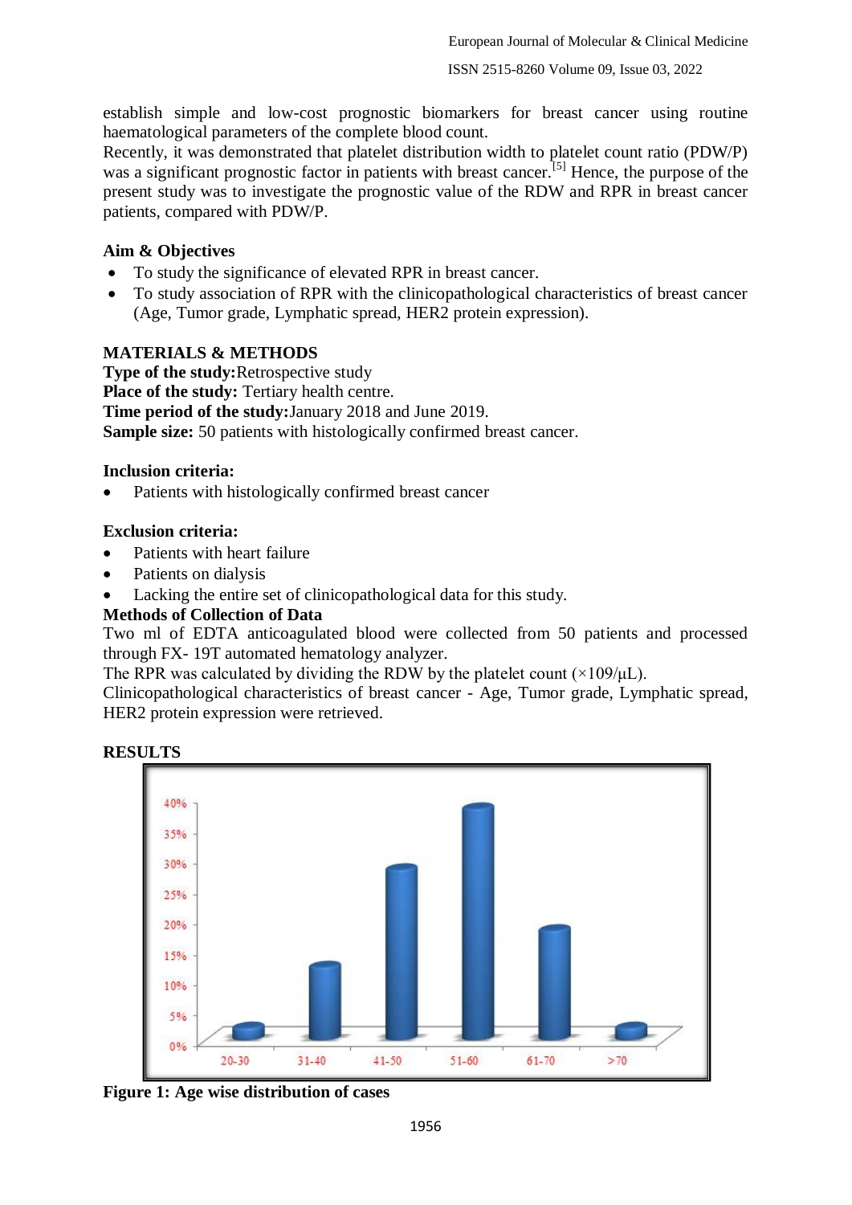establish simple and low-cost prognostic biomarkers for breast cancer using routine haematological parameters of the complete blood count.

Recently, it was demonstrated that platelet distribution width to platelet count ratio (PDW/P) was a significant prognostic factor in patients with breast cancer.[5] Hence, the purpose of the present study was to investigate the prognostic value of the RDW and RPR in breast cancer patients, compared with PDW/P.

## Aim & Objectives

- To study the significance of elevated RPR in breast cancer.
- To study association of RPR with the clinicopathological characteristics of breast cancer (Age, Tumor grade, Lymphatic spread, HER2 protein expression).

## MATERIALS & METHODS

**Type of the study:** Retrospective study

**Place of the study:** Tertiary health centre.

**Time period of the study:** January 2018 and June 2019.

**Sample size:** 50 patients with histologically confirmed breast cancer.

### Inclusion criteria:

- Patients with histologically confirmed breast cancer

### Exclusion criteria:

- Patients with heart failure
- Patients on dialysis
- Lacking the entire set of clinicopathological data for this study.

### Methods of Collection of Data

Two ml of EDTA anticoagulated blood were collected from 50 patients and processed through FX- 19T automated hematology analyzer.

The RPR was calculated by dividing the RDW by the platelet count ($\times 109/\mu L$).

Clinicopathological characteristics of breast cancer - Age, Tumor grade, Lymphatic spread, HER2 protein expression were retrieved.

## RESULTS

**Figure 1: Age wise distribution of cases**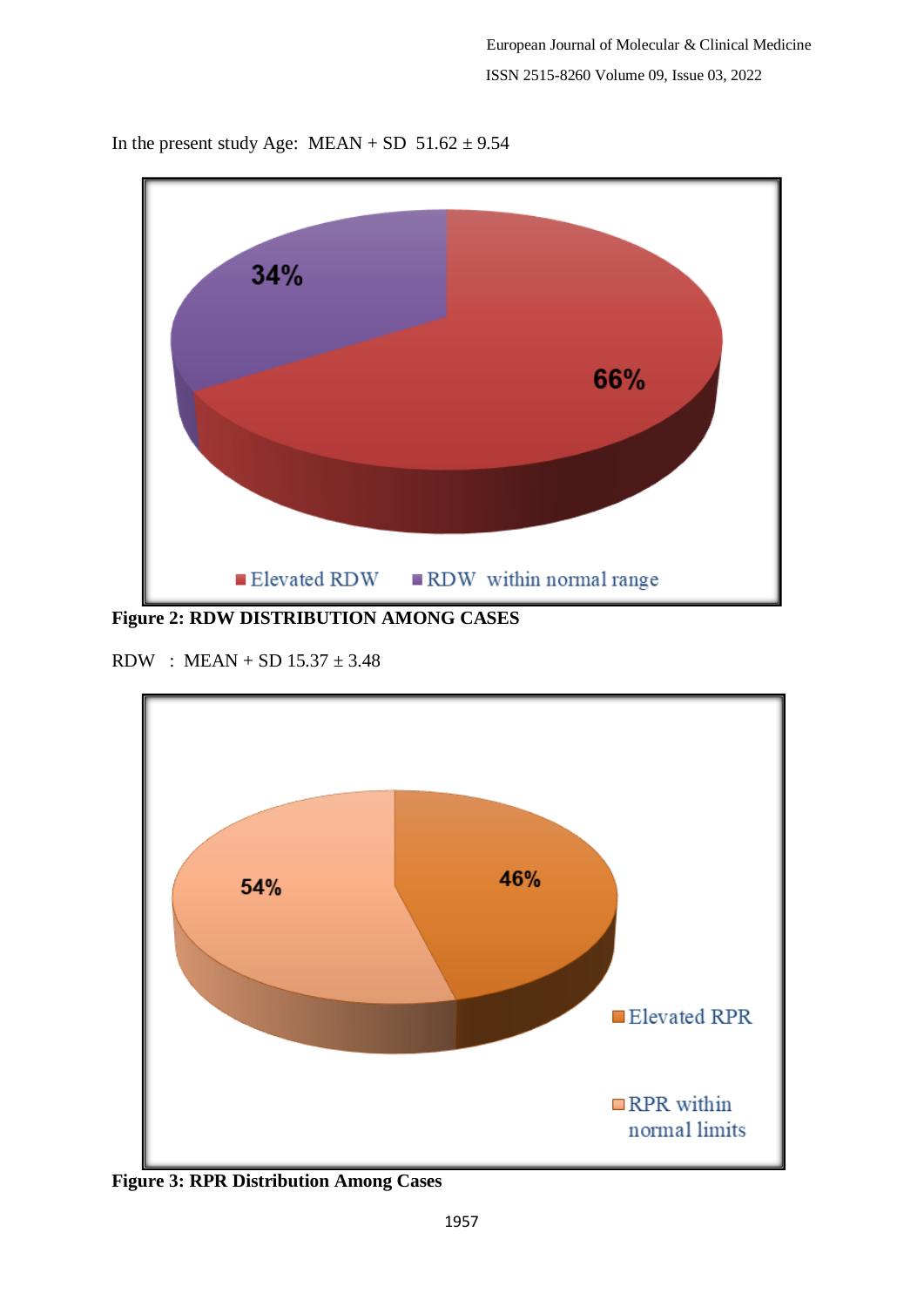In the present study Age: MEAN + SD 51.62 ± 9.54

**Figure 2: RDW DISTRIBUTION AMONG CASES**

RDW : MEAN + SD 15.37 ± 3.48

**Figure 3: RPR Distribution Among Cases**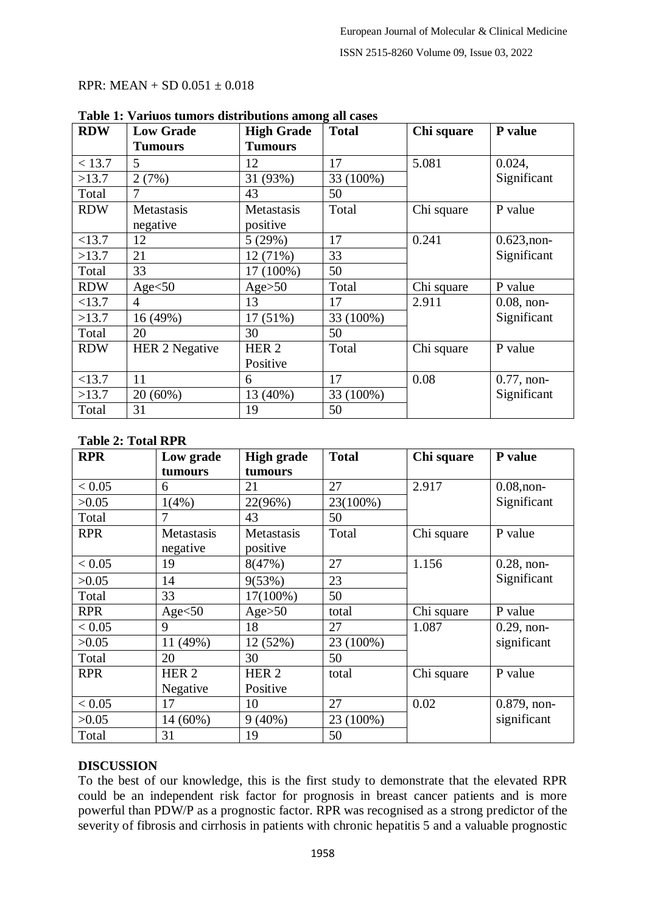RPR: MEAN + SD 0.051 ± 0.018

**Table 1: Variuos tumors distributions among all cases**

| **RDW** | **Low Grade Tumours** | **High Grade Tumours** | **Total** | **Chi square** | **P value** |
|---|---|---|---|---|---|
| < 13.7 | 5 | 12 | 17 | 5.081 | 0.024, Significant |
| >13.7 | 2 (7%) | 31 (93%) | 33 (100%) | | |
| Total | 7 | 43 | 50 | | |
| RDW | Metastasis negative | Metastasis positive | Total | Chi square | P value |
| <13.7 | 12 | 5 (29%) | 17 | 0.241 | 0.623,non-Significant |
| >13.7 | 21 | 12 (71%) | 33 | | |
| Total | 33 | 17 (100%) | 50 | | |
| RDW | Age<50 | Age>50 | Total | Chi square | P value |
| <13.7 | 4 | 13 | 17 | 2.911 | 0.08, non-Significant |
| >13.7 | 16 (49%) | 17 (51%) | 33 (100%) | | |
| Total | 20 | 30 | 50 | | |
| RDW | HER 2 Negative | HER 2 Positive | Total | Chi square | P value |
| <13.7 | 11 | 6 | 17 | 0.08 | 0.77, non-Significant |
| >13.7 | 20 (60%) | 13 (40%) | 33 (100%) | | |
| Total | 31 | 19 | 50 | | |

**Table 2: Total RPR**

| **RPR** | **Low grade tumours** | **High grade tumours** | **Total** | **Chi square** | **P value** |
|---|---|---|---|---|---|
| < 0.05 | 6 | 21 | 27 | 2.917 | 0.08,non-Significant |
| >0.05 | 1(4%) | 22(96%) | 23(100%) | | |
| Total | 7 | 43 | 50 | | |
| RPR | Metastasis negative | Metastasis positive | Total | Chi square | P value |
| < 0.05 | 19 | 8(47%) | 27 | 1.156 | 0.28, non-Significant |
| >0.05 | 14 | 9(53%) | 23 | | |
| Total | 33 | 17(100%) | 50 | | |
| RPR | Age<50 | Age>50 | total | Chi square | P value |
| < 0.05 | 9 | 18 | 27 | 1.087 | 0.29, non-significant |
| >0.05 | 11 (49%) | 12 (52%) | 23 (100%) | | |
| Total | 20 | 30 | 50 | | |
| RPR | HER 2 Negative | HER 2 Positive | total | Chi square | P value |
| < 0.05 | 17 | 10 | 27 | 0.02 | 0.879, non-significant |
| >0.05 | 14 (60%) | 9 (40%) | 23 (100%) | | |
| Total | 31 | 19 | 50 | | |

## DISCUSSION

To the best of our knowledge, this is the first study to demonstrate that the elevated RPR could be an independent risk factor for prognosis in breast cancer patients and is more powerful than PDW/P as a prognostic factor. RPR was recognised as a strong predictor of the severity of fibrosis and cirrhosis in patients with chronic hepatitis 5 and a valuable prognostic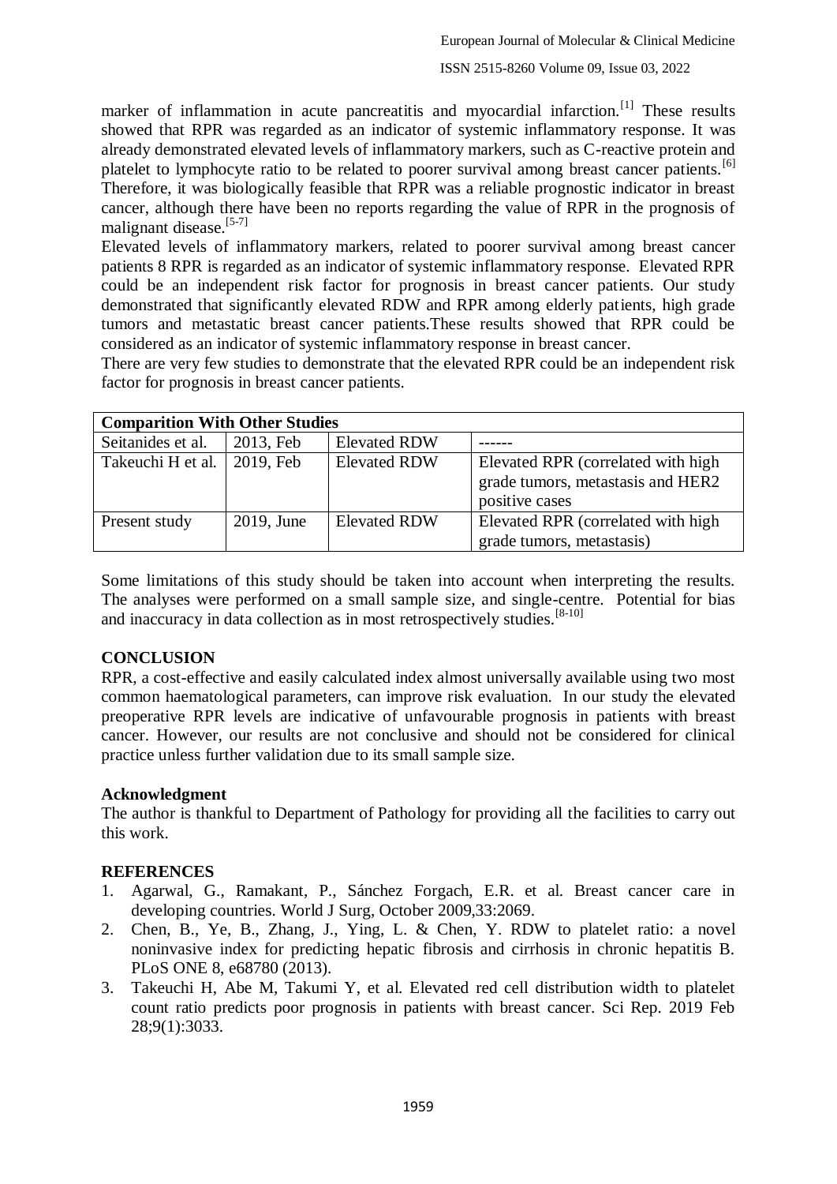marker of inflammation in acute pancreatitis and myocardial infarction.[1] These results showed that RPR was regarded as an indicator of systemic inflammatory response. It was already demonstrated elevated levels of inflammatory markers, such as C-reactive protein and platelet to lymphocyte ratio to be related to poorer survival among breast cancer patients.[6] Therefore, it was biologically feasible that RPR was a reliable prognostic indicator in breast cancer, although there have been no reports regarding the value of RPR in the prognosis of malignant disease.[5-7]

Elevated levels of inflammatory markers, related to poorer survival among breast cancer patients 8 RPR is regarded as an indicator of systemic inflammatory response. Elevated RPR could be an independent risk factor for prognosis in breast cancer patients. Our study demonstrated that significantly elevated RDW and RPR among elderly patients, high grade tumors and metastatic breast cancer patients.These results showed that RPR could be considered as an indicator of systemic inflammatory response in breast cancer.

There are very few studies to demonstrate that the elevated RPR could be an independent risk factor for prognosis in breast cancer patients.

| **Comparition With Other Studies** | | | |
|---|---|---|---|
| Seitanides et al. | 2013, Feb | Elevated RDW | ------ |
| Takeuchi H et al. | 2019, Feb | Elevated RDW | Elevated RPR (correlated with high grade tumors, metastasis and HER2 positive cases |
| Present study | 2019, June | Elevated RDW | Elevated RPR (correlated with high grade tumors, metastasis) |

Some limitations of this study should be taken into account when interpreting the results. The analyses were performed on a small sample size, and single-centre. Potential for bias and inaccuracy in data collection as in most retrospectively studies.[8-10]

## CONCLUSION

RPR, a cost-effective and easily calculated index almost universally available using two most common haematological parameters, can improve risk evaluation. In our study the elevated preoperative RPR levels are indicative of unfavourable prognosis in patients with breast cancer. However, our results are not conclusive and should not be considered for clinical practice unless further validation due to its small sample size.

## Acknowledgment

The author is thankful to Department of Pathology for providing all the facilities to carry out this work.

## REFERENCES

1. Agarwal, G., Ramakant, P., Sánchez Forgach, E.R. et al. Breast cancer care in developing countries. World J Surg, October 2009,33:2069.
2. Chen, B., Ye, B., Zhang, J., Ying, L. & Chen, Y. RDW to platelet ratio: a novel noninvasive index for predicting hepatic fibrosis and cirrhosis in chronic hepatitis B. PLoS ONE 8, e68780 (2013).
3. Takeuchi H, Abe M, Takumi Y, et al. Elevated red cell distribution width to platelet count ratio predicts poor prognosis in patients with breast cancer. Sci Rep. 2019 Feb 28;9(1):3033.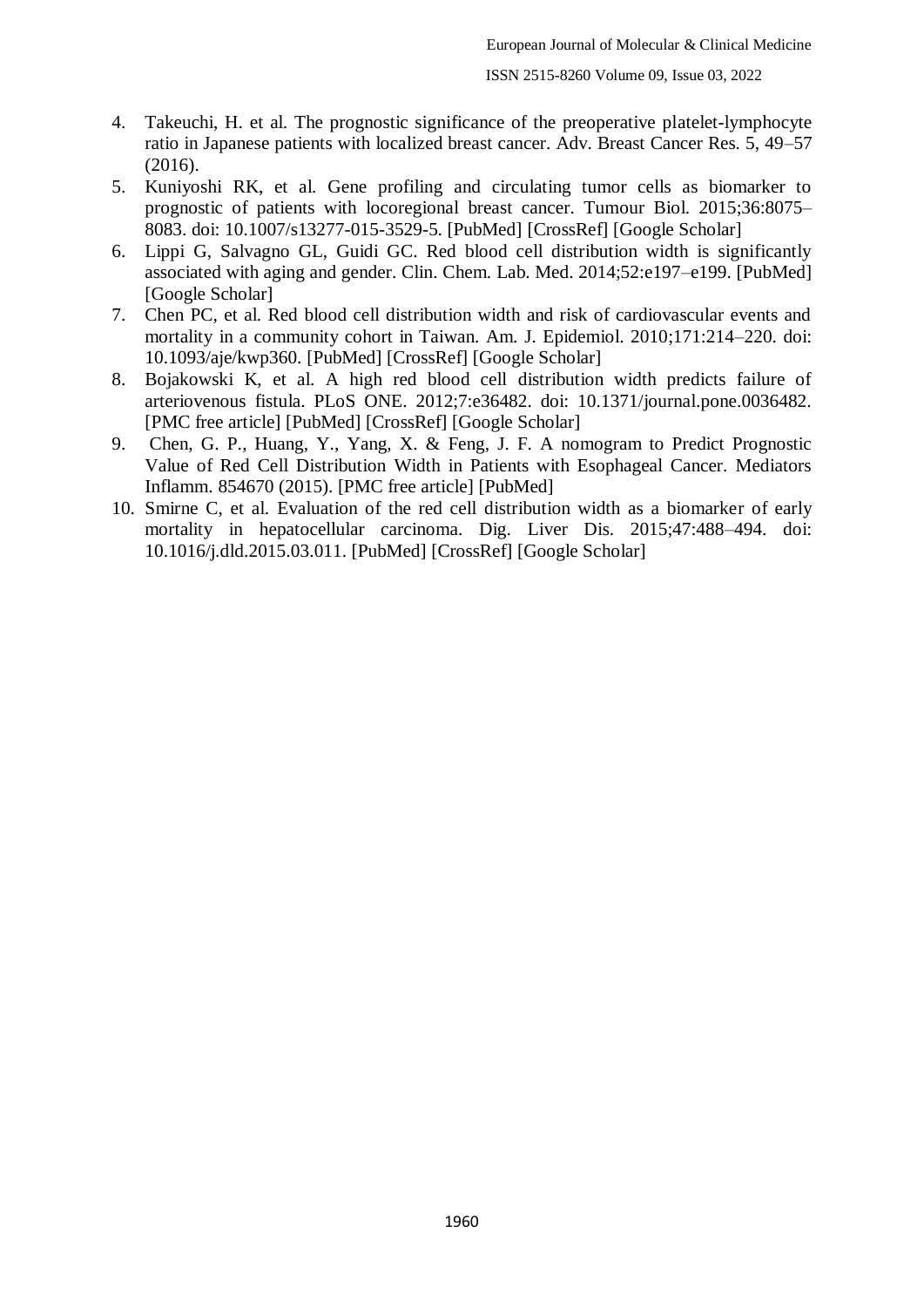4. Takeuchi, H. et al. The prognostic significance of the preoperative platelet-lymphocyte ratio in Japanese patients with localized breast cancer. Adv. Breast Cancer Res. 5, 49–57 (2016).
5. Kuniyoshi RK, et al. Gene profiling and circulating tumor cells as biomarker to prognostic of patients with locoregional breast cancer. Tumour Biol. 2015;36:8075–8083. doi: 10.1007/s13277-015-3529-5. [PubMed] [CrossRef] [Google Scholar]
6. Lippi G, Salvagno GL, Guidi GC. Red blood cell distribution width is significantly associated with aging and gender. Clin. Chem. Lab. Med. 2014;52:e197–e199. [PubMed] [Google Scholar]
7. Chen PC, et al. Red blood cell distribution width and risk of cardiovascular events and mortality in a community cohort in Taiwan. Am. J. Epidemiol. 2010;171:214–220. doi: 10.1093/aje/kwp360. [PubMed] [CrossRef] [Google Scholar]
8. Bojakowski K, et al. A high red blood cell distribution width predicts failure of arteriovenous fistula. PLoS ONE. 2012;7:e36482. doi: 10.1371/journal.pone.0036482. [PMC free article] [PubMed] [CrossRef] [Google Scholar]
9. Chen, G. P., Huang, Y., Yang, X. & Feng, J. F. A nomogram to Predict Prognostic Value of Red Cell Distribution Width in Patients with Esophageal Cancer. Mediators Inflamm. 854670 (2015). [PMC free article] [PubMed]
10. Smirne C, et al. Evaluation of the red cell distribution width as a biomarker of early mortality in hepatocellular carcinoma. Dig. Liver Dis. 2015;47:488–494. doi: 10.1016/j.dld.2015.03.011. [PubMed] [CrossRef] [Google Scholar]